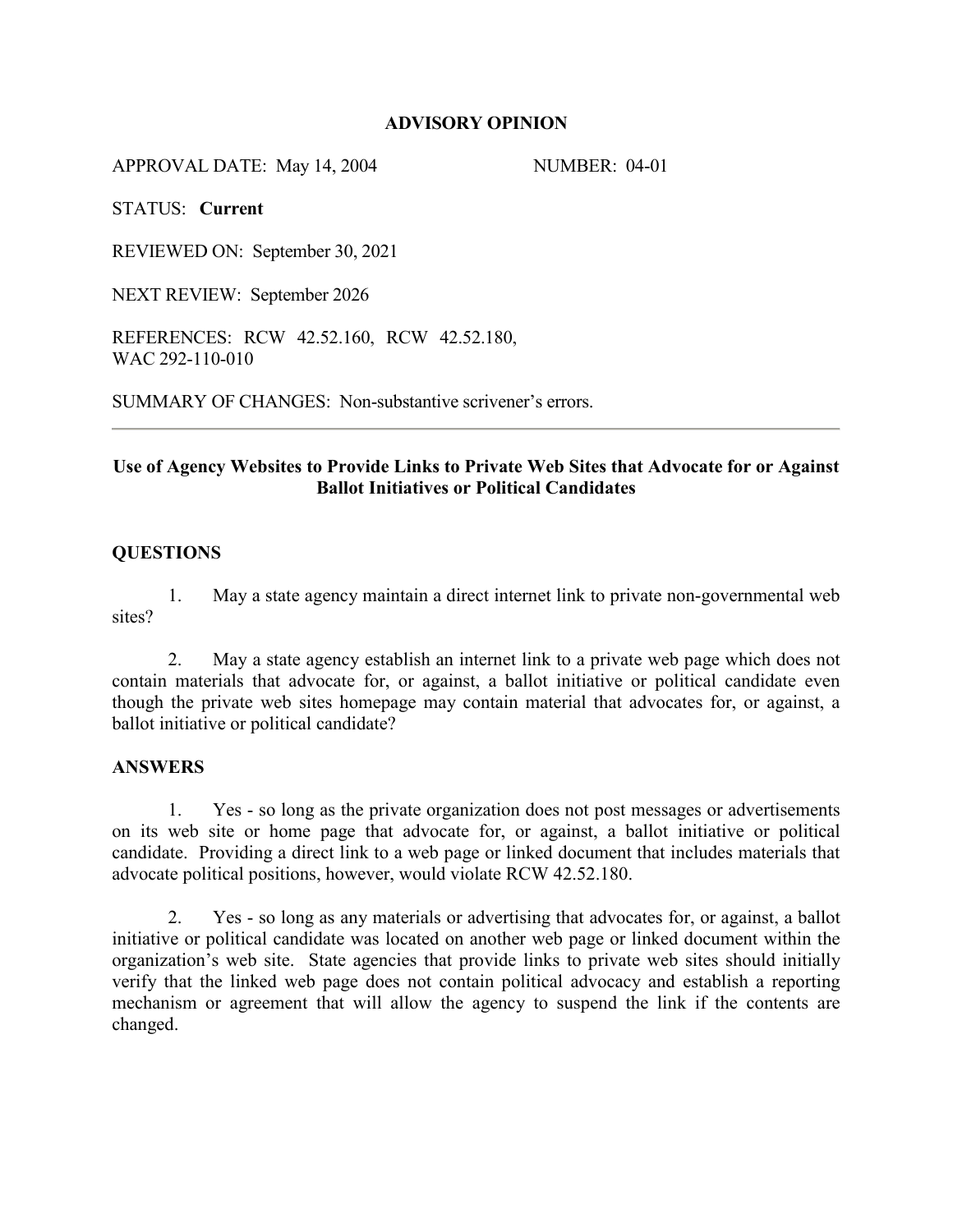# ADVISORY OPINION

APPROVAL DATE: May 14, 2004 NUMBER: 04-01

STATUS: **Current**

REVIEWED ON: September 30, 2021

NEXT REVIEW: September 2026

REFERENCES: RCW 42.52.160, RCW 42.52.180, WAC 292-110-010

SUMMARY OF CHANGES: Non-substantive scrivener's errors.

---

## Use of Agency Websites to Provide Links to Private Web Sites that Advocate for or Against Ballot Initiatives or Political Candidates

### QUESTIONS

1. May a state agency maintain a direct internet link to private non-governmental web sites?

2. May a state agency establish an internet link to a private web page which does not contain materials that advocate for, or against, a ballot initiative or political candidate even though the private web sites homepage may contain material that advocates for, or against, a ballot initiative or political candidate?

### ANSWERS

1. Yes - so long as the private organization does not post messages or advertisements on its web site or home page that advocate for, or against, a ballot initiative or political candidate. Providing a direct link to a web page or linked document that includes materials that advocate political positions, however, would violate RCW 42.52.180.

2. Yes - so long as any materials or advertising that advocates for, or against, a ballot initiative or political candidate was located on another web page or linked document within the organization's web site. State agencies that provide links to private web sites should initially verify that the linked web page does not contain political advocacy and establish a reporting mechanism or agreement that will allow the agency to suspend the link if the contents are changed.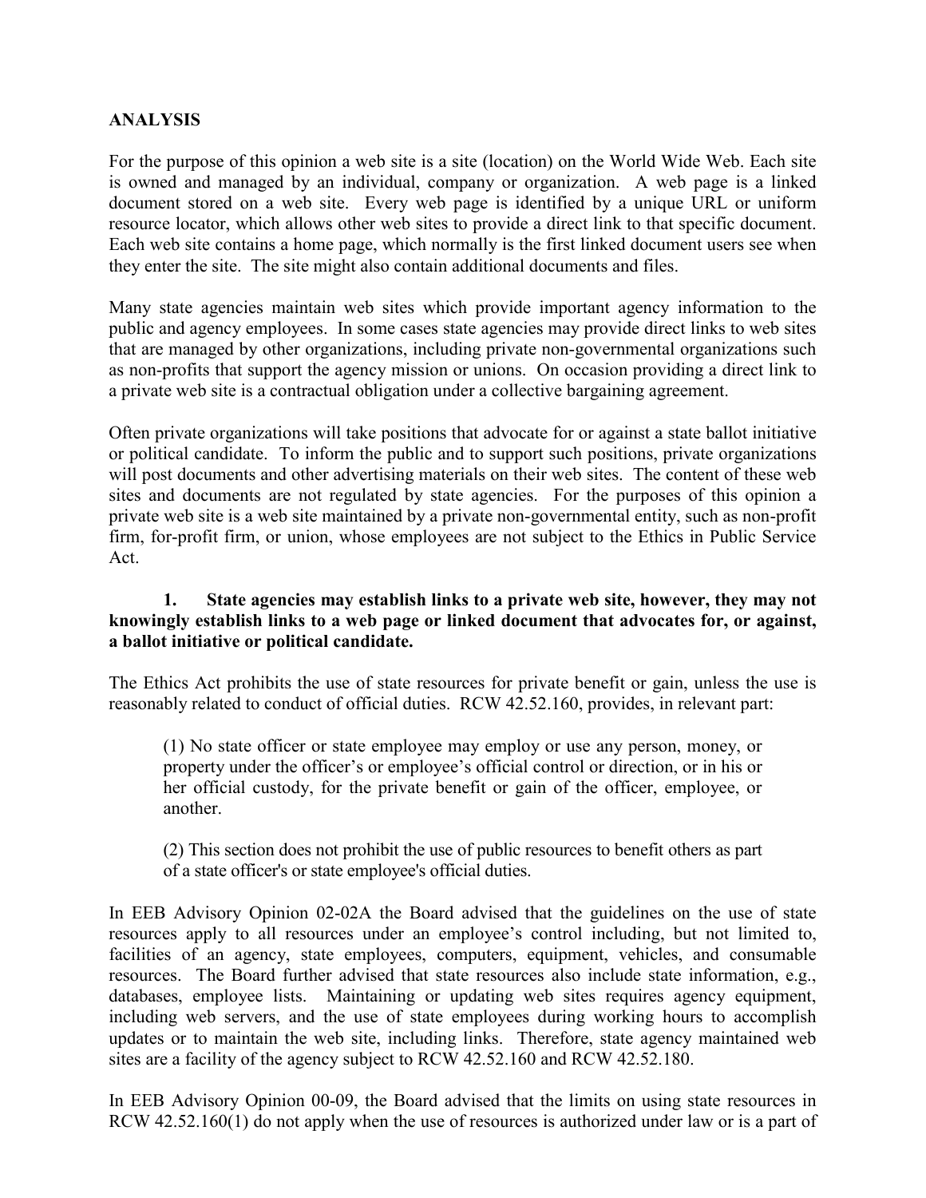**ANALYSIS**

For the purpose of this opinion a web site is a site (location) on the World Wide Web. Each site is owned and managed by an individual, company or organization. A web page is a linked document stored on a web site. Every web page is identified by a unique URL or uniform resource locator, which allows other web sites to provide a direct link to that specific document. Each web site contains a home page, which normally is the first linked document users see when they enter the site. The site might also contain additional documents and files.

Many state agencies maintain web sites which provide important agency information to the public and agency employees. In some cases state agencies may provide direct links to web sites that are managed by other organizations, including private non-governmental organizations such as non-profits that support the agency mission or unions. On occasion providing a direct link to a private web site is a contractual obligation under a collective bargaining agreement.

Often private organizations will take positions that advocate for or against a state ballot initiative or political candidate. To inform the public and to support such positions, private organizations will post documents and other advertising materials on their web sites. The content of these web sites and documents are not regulated by state agencies. For the purposes of this opinion a private web site is a web site maintained by a private non-governmental entity, such as non-profit firm, for-profit firm, or union, whose employees are not subject to the Ethics in Public Service Act.

**1. State agencies may establish links to a private web site, however, they may not knowingly establish links to a web page or linked document that advocates for, or against, a ballot initiative or political candidate.**

The Ethics Act prohibits the use of state resources for private benefit or gain, unless the use is reasonably related to conduct of official duties. RCW 42.52.160, provides, in relevant part:

> (1) No state officer or state employee may employ or use any person, money, or property under the officer's or employee's official control or direction, or in his or her official custody, for the private benefit or gain of the officer, employee, or another.
>
> (2) This section does not prohibit the use of public resources to benefit others as part of a state officer's or state employee's official duties.

In EEB Advisory Opinion 02-02A the Board advised that the guidelines on the use of state resources apply to all resources under an employee's control including, but not limited to, facilities of an agency, state employees, computers, equipment, vehicles, and consumable resources. The Board further advised that state resources also include state information, e.g., databases, employee lists. Maintaining or updating web sites requires agency equipment, including web servers, and the use of state employees during working hours to accomplish updates or to maintain the web site, including links. Therefore, state agency maintained web sites are a facility of the agency subject to RCW 42.52.160 and RCW 42.52.180.

In EEB Advisory Opinion 00-09, the Board advised that the limits on using state resources in RCW 42.52.160(1) do not apply when the use of resources is authorized under law or is a part of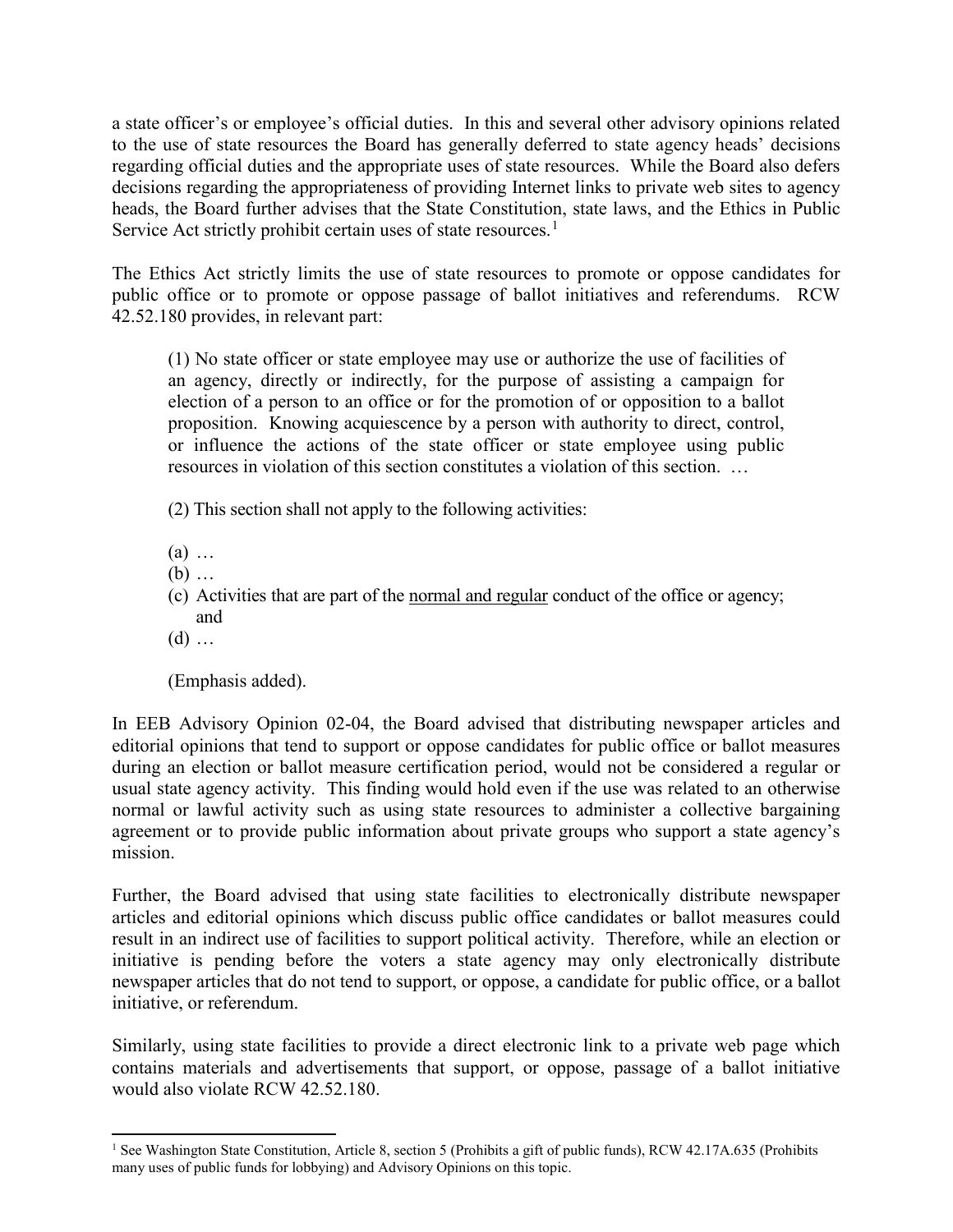a state officer's or employee's official duties. In this and several other advisory opinions related to the use of state resources the Board has generally deferred to state agency heads' decisions regarding official duties and the appropriate uses of state resources. While the Board also defers decisions regarding the appropriateness of providing Internet links to private web sites to agency heads, the Board further advises that the State Constitution, state laws, and the Ethics in Public Service Act strictly prohibit certain uses of state resources.[1]

The Ethics Act strictly limits the use of state resources to promote or oppose candidates for public office or to promote or oppose passage of ballot initiatives and referendums. RCW 42.52.180 provides, in relevant part:

> (1) No state officer or state employee may use or authorize the use of facilities of an agency, directly or indirectly, for the purpose of assisting a campaign for election of a person to an office or for the promotion of or opposition to a ballot proposition. Knowing acquiescence by a person with authority to direct, control, or influence the actions of the state officer or state employee using public resources in violation of this section constitutes a violation of this section. …
>
> (2) This section shall not apply to the following activities:
>
> (a) …
> (b) …
> (c) Activities that are part of the <u>normal and regular</u> conduct of the office or agency; and
> (d) …
>
> (Emphasis added).

In EEB Advisory Opinion 02-04, the Board advised that distributing newspaper articles and editorial opinions that tend to support or oppose candidates for public office or ballot measures during an election or ballot measure certification period, would not be considered a regular or usual state agency activity. This finding would hold even if the use was related to an otherwise normal or lawful activity such as using state resources to administer a collective bargaining agreement or to provide public information about private groups who support a state agency's mission.

Further, the Board advised that using state facilities to electronically distribute newspaper articles and editorial opinions which discuss public office candidates or ballot measures could result in an indirect use of facilities to support political activity. Therefore, while an election or initiative is pending before the voters a state agency may only electronically distribute newspaper articles that do not tend to support, or oppose, a candidate for public office, or a ballot initiative, or referendum.

Similarly, using state facilities to provide a direct electronic link to a private web page which contains materials and advertisements that support, or oppose, passage of a ballot initiative would also violate RCW 42.52.180.

---

[1] See Washington State Constitution, Article 8, section 5 (Prohibits a gift of public funds), RCW 42.17A.635 (Prohibits many uses of public funds for lobbying) and Advisory Opinions on this topic.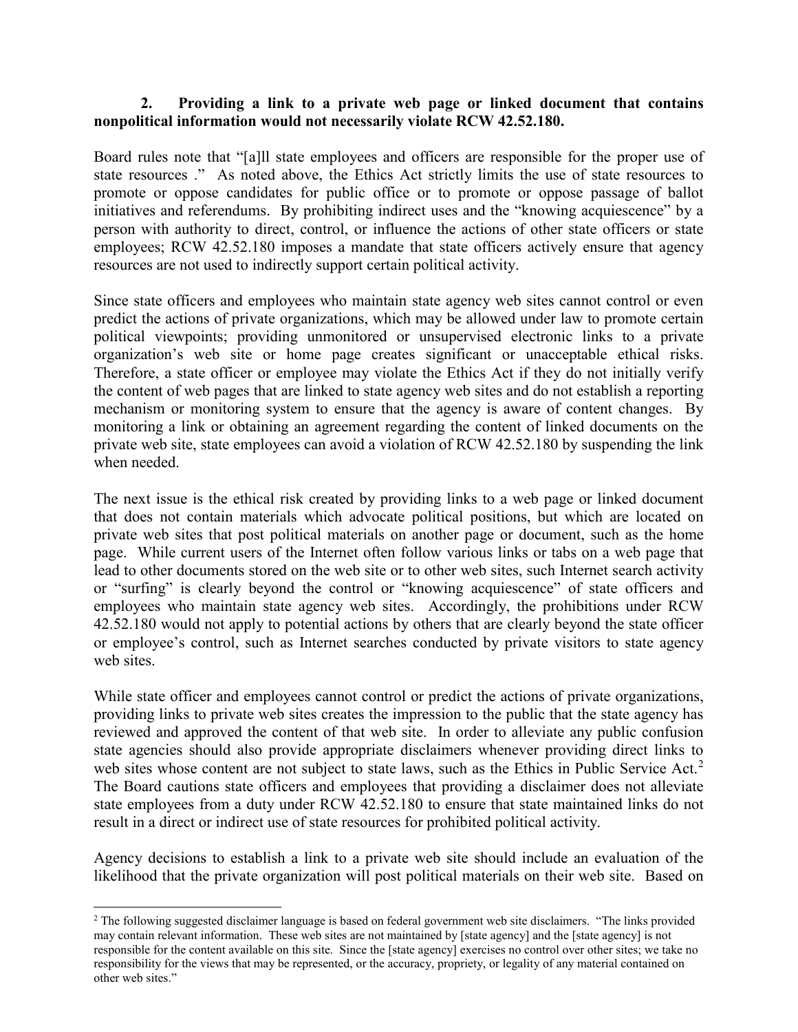### 2. Providing a link to a private web page or linked document that contains nonpolitical information would not necessarily violate RCW 42.52.180.

Board rules note that "[a]ll state employees and officers are responsible for the proper use of state resources ." As noted above, the Ethics Act strictly limits the use of state resources to promote or oppose candidates for public office or to promote or oppose passage of ballot initiatives and referendums. By prohibiting indirect uses and the "knowing acquiescence" by a person with authority to direct, control, or influence the actions of other state officers or state employees; RCW 42.52.180 imposes a mandate that state officers actively ensure that agency resources are not used to indirectly support certain political activity.

Since state officers and employees who maintain state agency web sites cannot control or even predict the actions of private organizations, which may be allowed under law to promote certain political viewpoints; providing unmonitored or unsupervised electronic links to a private organization's web site or home page creates significant or unacceptable ethical risks. Therefore, a state officer or employee may violate the Ethics Act if they do not initially verify the content of web pages that are linked to state agency web sites and do not establish a reporting mechanism or monitoring system to ensure that the agency is aware of content changes. By monitoring a link or obtaining an agreement regarding the content of linked documents on the private web site, state employees can avoid a violation of RCW 42.52.180 by suspending the link when needed.

The next issue is the ethical risk created by providing links to a web page or linked document that does not contain materials which advocate political positions, but which are located on private web sites that post political materials on another page or document, such as the home page. While current users of the Internet often follow various links or tabs on a web page that lead to other documents stored on the web site or to other web sites, such Internet search activity or "surfing" is clearly beyond the control or "knowing acquiescence" of state officers and employees who maintain state agency web sites. Accordingly, the prohibitions under RCW 42.52.180 would not apply to potential actions by others that are clearly beyond the state officer or employee's control, such as Internet searches conducted by private visitors to state agency web sites.

While state officer and employees cannot control or predict the actions of private organizations, providing links to private web sites creates the impression to the public that the state agency has reviewed and approved the content of that web site. In order to alleviate any public confusion state agencies should also provide appropriate disclaimers whenever providing direct links to web sites whose content are not subject to state laws, such as the Ethics in Public Service Act.[2] The Board cautions state officers and employees that providing a disclaimer does not alleviate state employees from a duty under RCW 42.52.180 to ensure that state maintained links do not result in a direct or indirect use of state resources for prohibited political activity.

Agency decisions to establish a link to a private web site should include an evaluation of the likelihood that the private organization will post political materials on their web site. Based on

---

[2] The following suggested disclaimer language is based on federal government web site disclaimers. "The links provided may contain relevant information. These web sites are not maintained by [state agency] and the [state agency] is not responsible for the content available on this site. Since the [state agency] exercises no control over other sites; we take no responsibility for the views that may be represented, or the accuracy, propriety, or legality of any material contained on other web sites."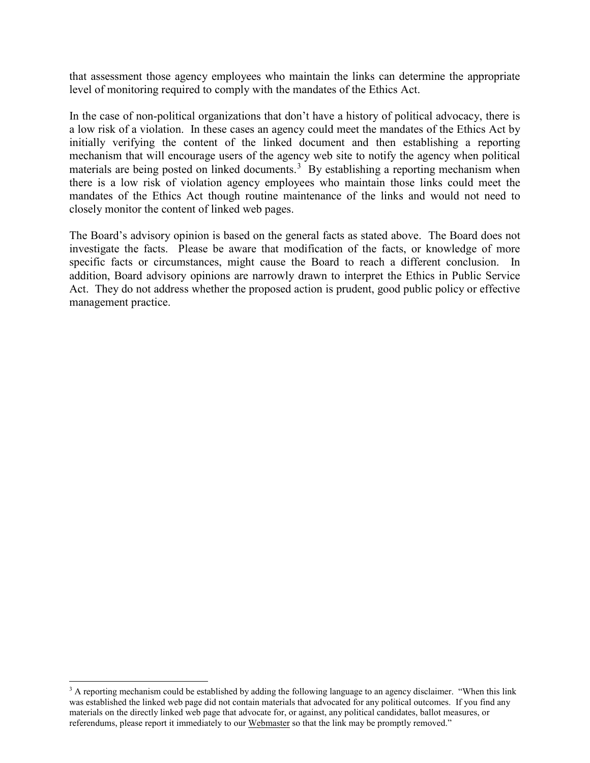that assessment those agency employees who maintain the links can determine the appropriate level of monitoring required to comply with the mandates of the Ethics Act.

In the case of non-political organizations that don't have a history of political advocacy, there is a low risk of a violation. In these cases an agency could meet the mandates of the Ethics Act by initially verifying the content of the linked document and then establishing a reporting mechanism that will encourage users of the agency web site to notify the agency when political materials are being posted on linked documents.[3] By establishing a reporting mechanism when there is a low risk of violation agency employees who maintain those links could meet the mandates of the Ethics Act though routine maintenance of the links and would not need to closely monitor the content of linked web pages.

The Board's advisory opinion is based on the general facts as stated above. The Board does not investigate the facts. Please be aware that modification of the facts, or knowledge of more specific facts or circumstances, might cause the Board to reach a different conclusion. In addition, Board advisory opinions are narrowly drawn to interpret the Ethics in Public Service Act. They do not address whether the proposed action is prudent, good public policy or effective management practice.

---

[3] A reporting mechanism could be established by adding the following language to an agency disclaimer. "When this link was established the linked web page did not contain materials that advocated for any political outcomes. If you find any materials on the directly linked web page that advocate for, or against, any political candidates, ballot measures, or referendums, please report it immediately to our Webmaster so that the link may be promptly removed."